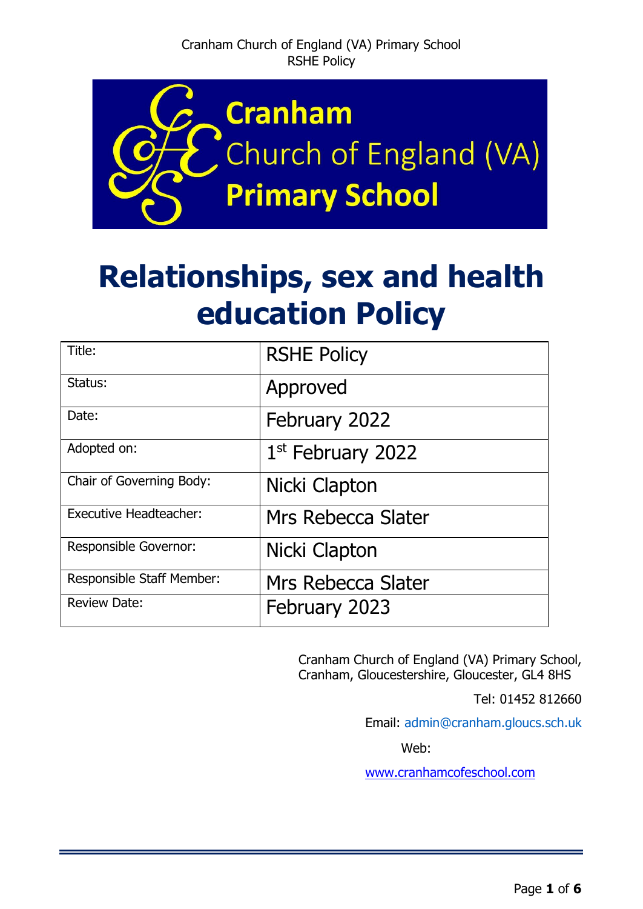Cranham Church of England (VA) Primary School

# Relationships, sex and health education Policy

| Title: | RSHE Policy |
| --- | --- |
| Status: | Approved |
| Date: | February 2022 |
| Adopted on: | 1st February 2022 |
| Chair of Governing Body: | Nicki Clapton |
| Executive Headteacher: | Mrs Rebecca Slater |
| Responsible Governor: | Nicki Clapton |
| Responsible Staff Member: | Mrs Rebecca Slater |
| Review Date: | February 2023 |

Cranham Church of England (VA) Primary School,
Cranham, Gloucestershire, Gloucester, GL4 8HS

Tel: 01452 812660

Email: admin@cranham.gloucs.sch.uk

Web:

www.cranhamcofeschool.com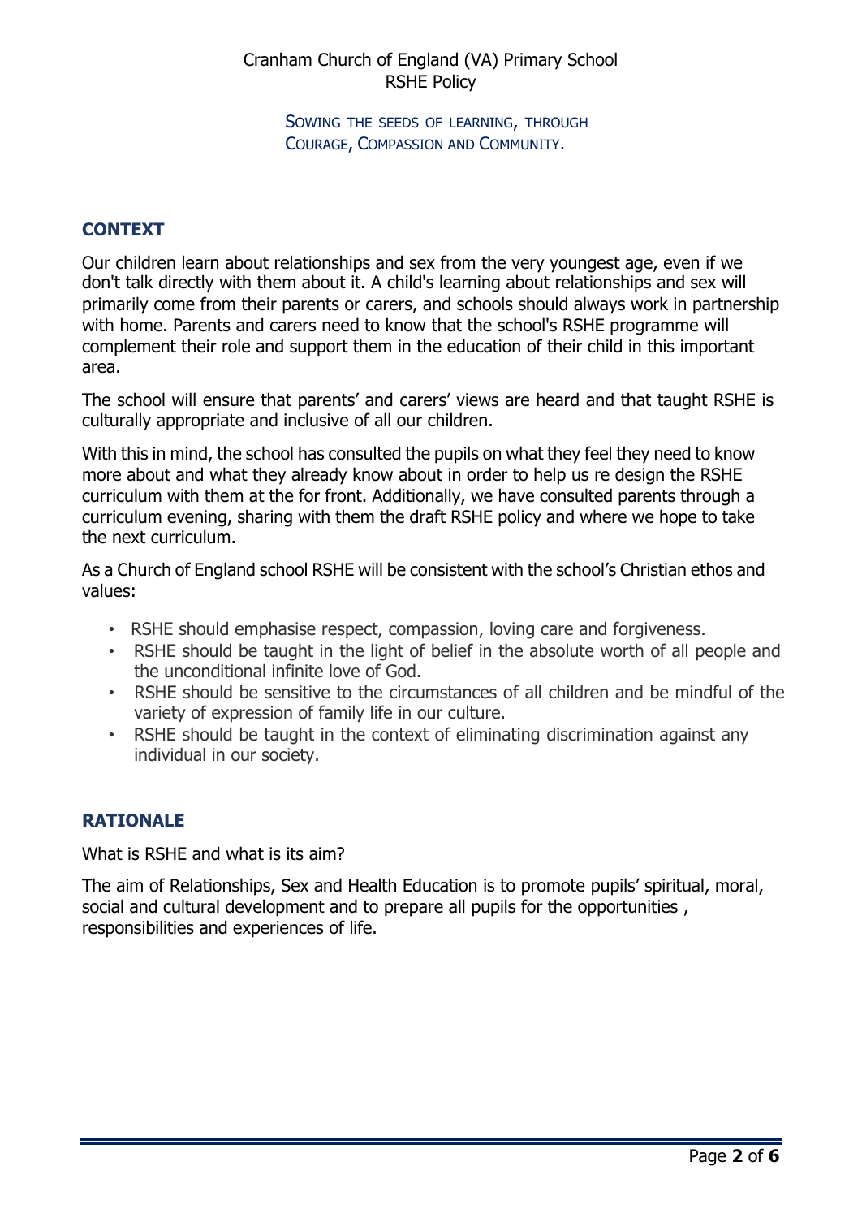Cranham Church of England (VA) Primary School
RSHE Policy

SOWING THE SEEDS OF LEARNING, THROUGH COURAGE, COMPASSION AND COMMUNITY.

## CONTEXT

Our children learn about relationships and sex from the very youngest age, even if we don't talk directly with them about it. A child's learning about relationships and sex will primarily come from their parents or carers, and schools should always work in partnership with home. Parents and carers need to know that the school's RSHE programme will complement their role and support them in the education of their child in this important area.

The school will ensure that parents' and carers' views are heard and that taught RSHE is culturally appropriate and inclusive of all our children.

With this in mind, the school has consulted the pupils on what they feel they need to know more about and what they already know about in order to help us re design the RSHE curriculum with them at the for front. Additionally, we have consulted parents through a curriculum evening, sharing with them the draft RSHE policy and where we hope to take the next curriculum.

As a Church of England school RSHE will be consistent with the school's Christian ethos and values:

- RSHE should emphasise respect, compassion, loving care and forgiveness.
- RSHE should be taught in the light of belief in the absolute worth of all people and the unconditional infinite love of God.
- RSHE should be sensitive to the circumstances of all children and be mindful of the variety of expression of family life in our culture.
- RSHE should be taught in the context of eliminating discrimination against any individual in our society.

## RATIONALE

What is RSHE and what is its aim?

The aim of Relationships, Sex and Health Education is to promote pupils' spiritual, moral, social and cultural development and to prepare all pupils for the opportunities , responsibilities and experiences of life.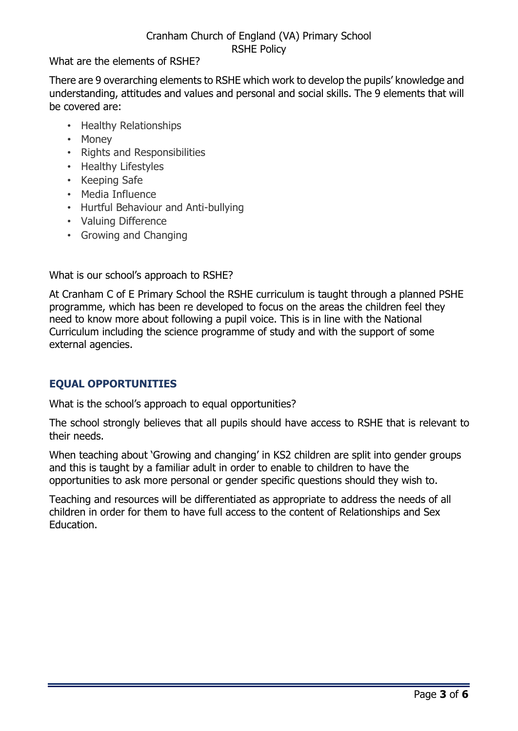What are the elements of RSHE?

There are 9 overarching elements to RSHE which work to develop the pupils' knowledge and understanding, attitudes and values and personal and social skills. The 9 elements that will be covered are:

- Healthy Relationships
- Money
- Rights and Responsibilities
- Healthy Lifestyles
- Keeping Safe
- Media Influence
- Hurtful Behaviour and Anti-bullying
- Valuing Difference
- Growing and Changing

What is our school's approach to RSHE?

At Cranham C of E Primary School the RSHE curriculum is taught through a planned PSHE programme, which has been re developed to focus on the areas the children feel they need to know more about following a pupil voice. This is in line with the National Curriculum including the science programme of study and with the support of some external agencies.

## EQUAL OPPORTUNITIES

What is the school's approach to equal opportunities?

The school strongly believes that all pupils should have access to RSHE that is relevant to their needs.

When teaching about 'Growing and changing' in KS2 children are split into gender groups and this is taught by a familiar adult in order to enable to children to have the opportunities to ask more personal or gender specific questions should they wish to.

Teaching and resources will be differentiated as appropriate to address the needs of all children in order for them to have full access to the content of Relationships and Sex Education.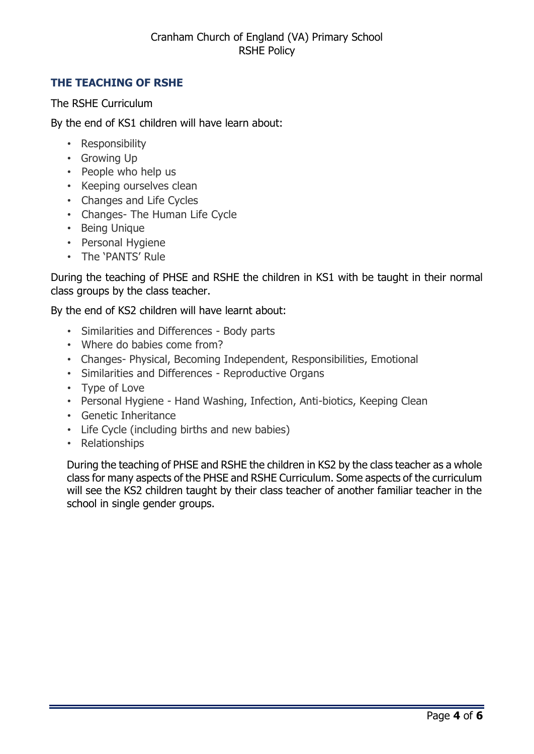## THE TEACHING OF RSHE

The RSHE Curriculum

By the end of KS1 children will have learn about:

- Responsibility
- Growing Up
- People who help us
- Keeping ourselves clean
- Changes and Life Cycles
- Changes- The Human Life Cycle
- Being Unique
- Personal Hygiene
- The 'PANTS' Rule

During the teaching of PHSE and RSHE the children in KS1 with be taught in their normal class groups by the class teacher.

By the end of KS2 children will have learnt about:

- Similarities and Differences - Body parts
- Where do babies come from?
- Changes- Physical, Becoming Independent, Responsibilities, Emotional
- Similarities and Differences - Reproductive Organs
- Type of Love
- Personal Hygiene - Hand Washing, Infection, Anti-biotics, Keeping Clean
- Genetic Inheritance
- Life Cycle (including births and new babies)
- Relationships

During the teaching of PHSE and RSHE the children in KS2 by the class teacher as a whole class for many aspects of the PHSE and RSHE Curriculum. Some aspects of the curriculum will see the KS2 children taught by their class teacher of another familiar teacher in the school in single gender groups.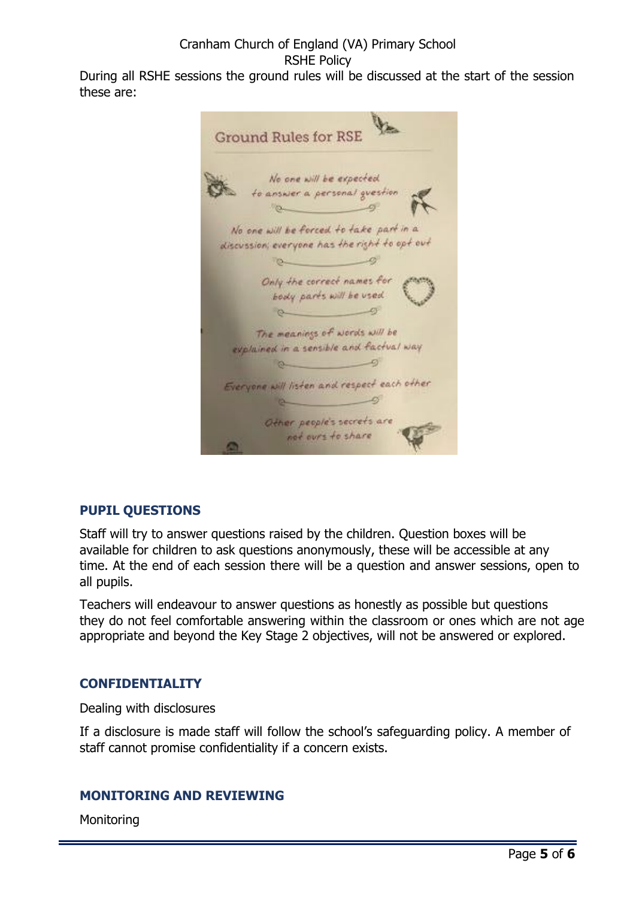During all RSHE sessions the ground rules will be discussed at the start of the session these are:

**Ground Rules for RSE**

- No one will be expected to answer a personal question
- No one will be forced to take part in a discussion; everyone has the right to opt out
- Only the correct names for body parts will be used
- The meanings of words will be explained in a sensible and factual way
- Everyone will listen and respect each other
- Other people's secrets are not ours to share

## PUPIL QUESTIONS

Staff will try to answer questions raised by the children. Question boxes will be available for children to ask questions anonymously, these will be accessible at any time. At the end of each session there will be a question and answer sessions, open to all pupils.

Teachers will endeavour to answer questions as honestly as possible but questions they do not feel comfortable answering within the classroom or ones which are not age appropriate and beyond the Key Stage 2 objectives, will not be answered or explored.

## CONFIDENTIALITY

Dealing with disclosures

If a disclosure is made staff will follow the school's safeguarding policy. A member of staff cannot promise confidentiality if a concern exists.

## MONITORING AND REVIEWING

Monitoring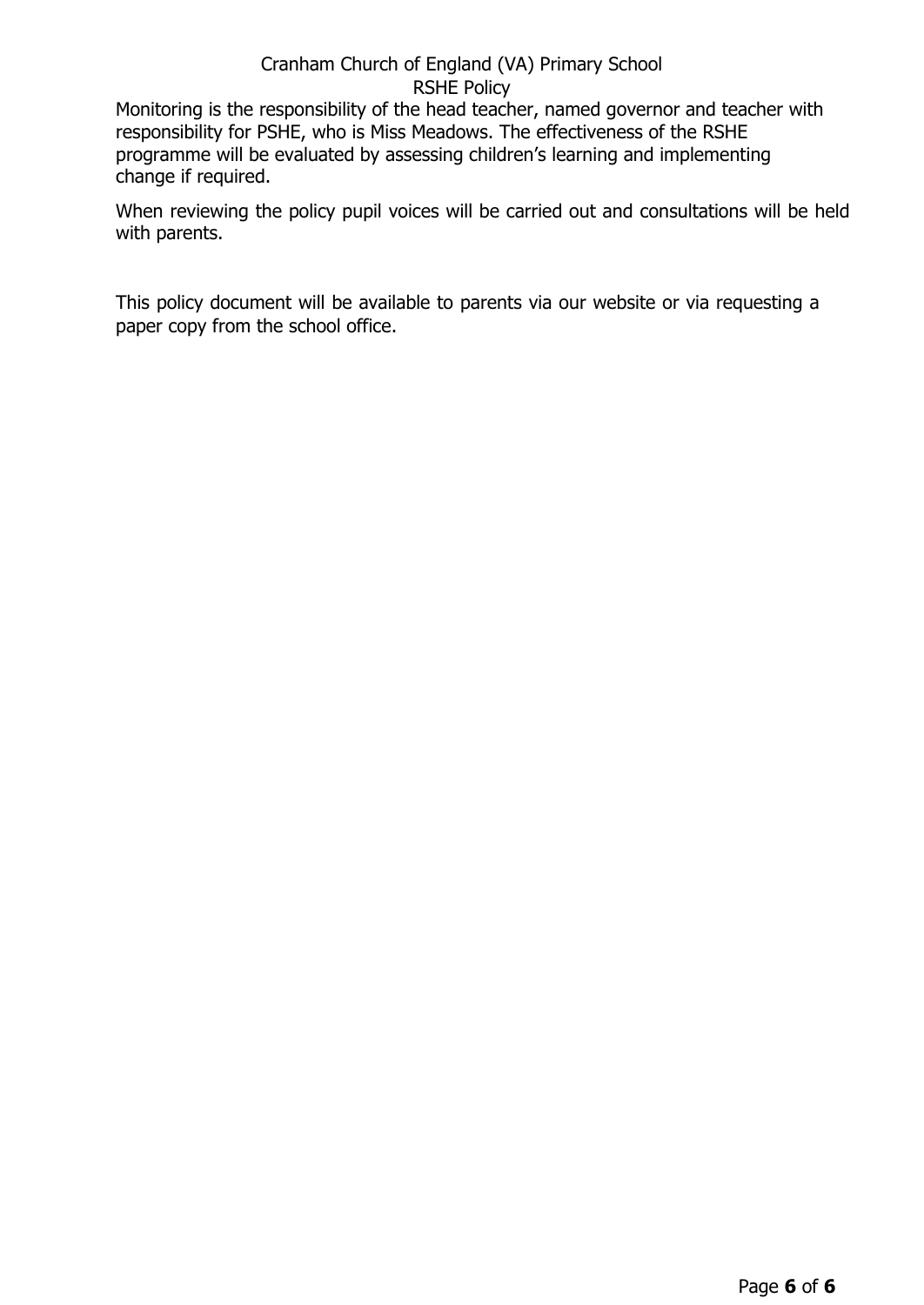Monitoring is the responsibility of the head teacher, named governor and teacher with responsibility for PSHE, who is Miss Meadows. The effectiveness of the RSHE programme will be evaluated by assessing children's learning and implementing change if required.

When reviewing the policy pupil voices will be carried out and consultations will be held with parents.

This policy document will be available to parents via our website or via requesting a paper copy from the school office.